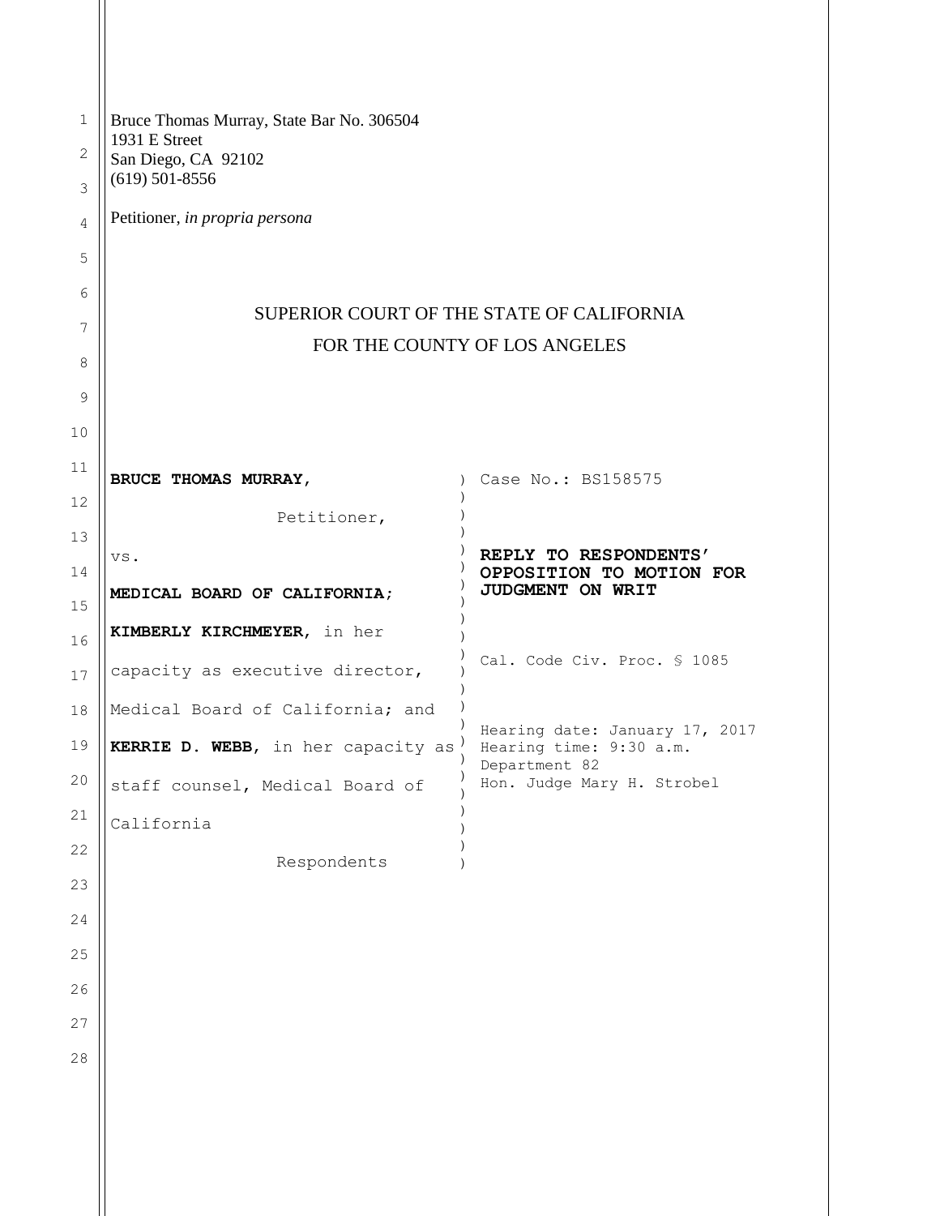Bruce Thomas Murray, State Bar No. 306504
1931 E Street
San Diego, CA 92102
(619) 501-8556

Petitioner, *in propria persona*

SUPERIOR COURT OF THE STATE OF CALIFORNIA
FOR THE COUNTY OF LOS ANGELES

| | |
|---|---|
| **BRUCE THOMAS MURRAY,**<br><br>Petitioner,<br><br>vs.<br><br>**MEDICAL BOARD OF CALIFORNIA; KIMBERLY KIRCHMEYER**, in her capacity as executive director, Medical Board of California; and **KERRIE D. WEBB**, in her capacity as staff counsel, Medical Board of California<br><br>Respondents | Case No.: BS158575<br><br>**REPLY TO RESPONDENTS' OPPOSITION TO MOTION FOR JUDGMENT ON WRIT**<br><br>Cal. Code Civ. Proc. § 1085<br><br>Hearing date: January 17, 2017<br>Hearing time: 9:30 a.m.<br>Department 82<br>Hon. Judge Mary H. Strobel |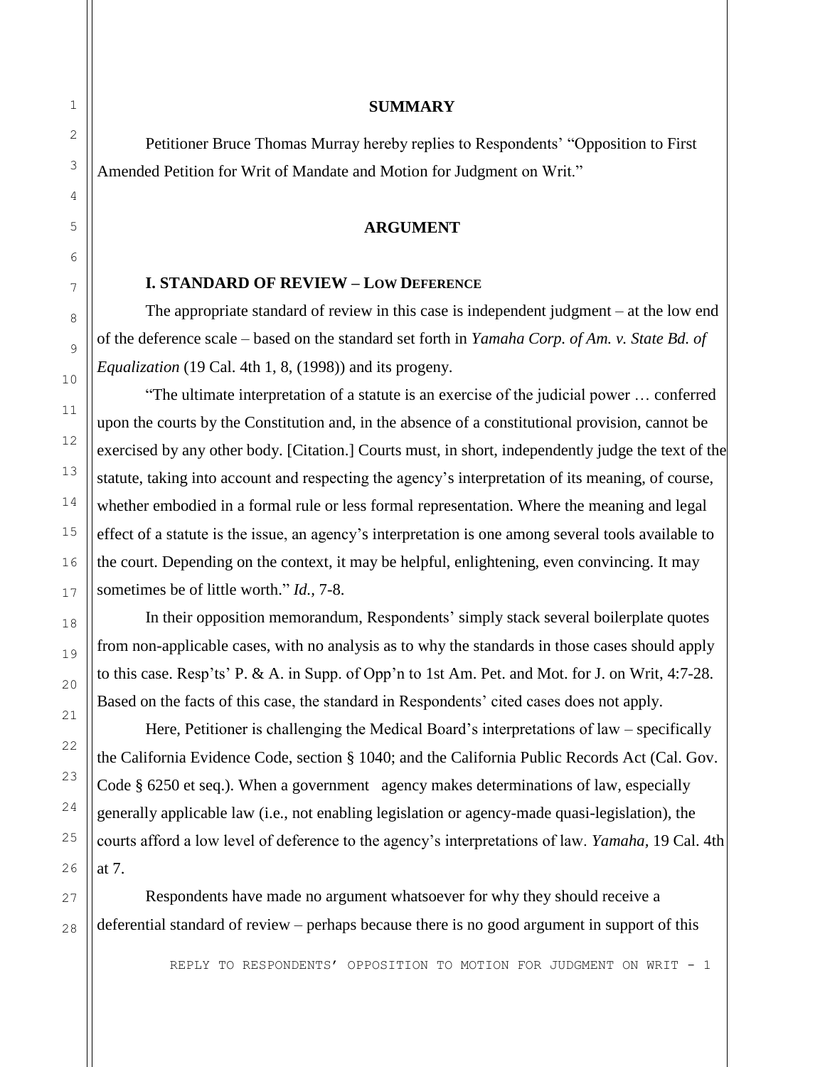## SUMMARY

Petitioner Bruce Thomas Murray hereby replies to Respondents' "Opposition to First Amended Petition for Writ of Mandate and Motion for Judgment on Writ."

## ARGUMENT

### I. STANDARD OF REVIEW – LOW DEFERENCE

The appropriate standard of review in this case is independent judgment – at the low end of the deference scale – based on the standard set forth in *Yamaha Corp. of Am. v. State Bd. of Equalization* (19 Cal. 4th 1, 8, (1998)) and its progeny.

"The ultimate interpretation of a statute is an exercise of the judicial power … conferred upon the courts by the Constitution and, in the absence of a constitutional provision, cannot be exercised by any other body. [Citation.] Courts must, in short, independently judge the text of the statute, taking into account and respecting the agency's interpretation of its meaning, of course, whether embodied in a formal rule or less formal representation. Where the meaning and legal effect of a statute is the issue, an agency's interpretation is one among several tools available to the court. Depending on the context, it may be helpful, enlightening, even convincing. It may sometimes be of little worth." *Id.*, 7-8.

In their opposition memorandum, Respondents' simply stack several boilerplate quotes from non-applicable cases, with no analysis as to why the standards in those cases should apply to this case. Resp'ts' P. & A. in Supp. of Opp'n to 1st Am. Pet. and Mot. for J. on Writ, 4:7-28. Based on the facts of this case, the standard in Respondents' cited cases does not apply.

Here, Petitioner is challenging the Medical Board's interpretations of law – specifically the California Evidence Code, section § 1040; and the California Public Records Act (Cal. Gov. Code § 6250 et seq.). When a government agency makes determinations of law, especially generally applicable law (i.e., not enabling legislation or agency-made quasi-legislation), the courts afford a low level of deference to the agency's interpretations of law. *Yamaha,* 19 Cal. 4th at 7.

Respondents have made no argument whatsoever for why they should receive a deferential standard of review – perhaps because there is no good argument in support of this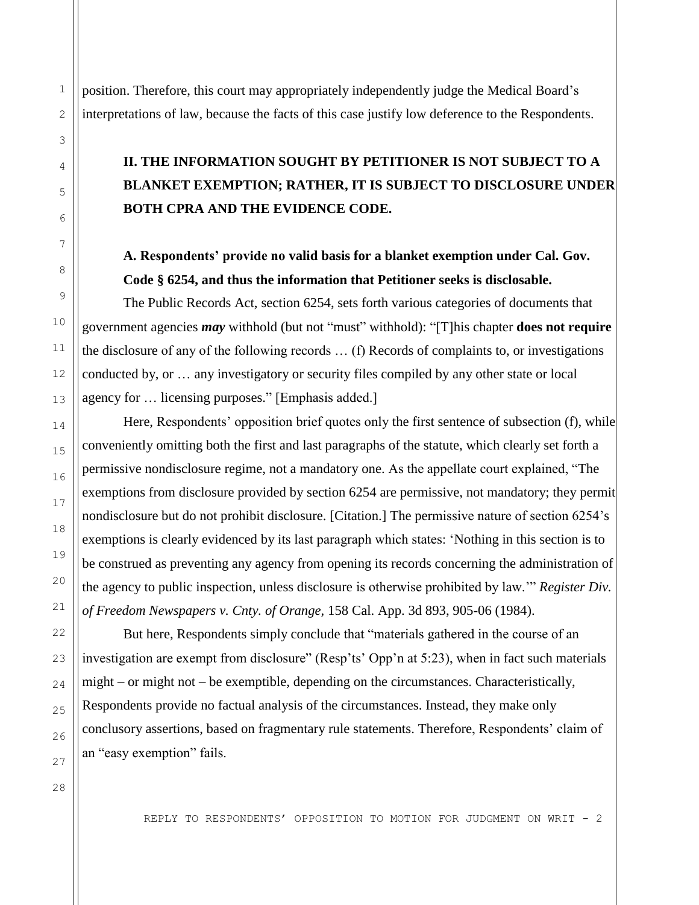position. Therefore, this court may appropriately independently judge the Medical Board's interpretations of law, because the facts of this case justify low deference to the Respondents.

## II. THE INFORMATION SOUGHT BY PETITIONER IS NOT SUBJECT TO A BLANKET EXEMPTION; RATHER, IT IS SUBJECT TO DISCLOSURE UNDER BOTH CPRA AND THE EVIDENCE CODE.

### A. Respondents' provide no valid basis for a blanket exemption under Cal. Gov. Code § 6254, and thus the information that Petitioner seeks is disclosable.

The Public Records Act, section 6254, sets forth various categories of documents that government agencies ***may*** withhold (but not "must" withhold): "[T]his chapter **does not require** the disclosure of any of the following records … (f) Records of complaints to, or investigations conducted by, or … any investigatory or security files compiled by any other state or local agency for … licensing purposes." [Emphasis added.]

Here, Respondents' opposition brief quotes only the first sentence of subsection (f), while conveniently omitting both the first and last paragraphs of the statute, which clearly set forth a permissive nondisclosure regime, not a mandatory one. As the appellate court explained, "The exemptions from disclosure provided by section 6254 are permissive, not mandatory; they permit nondisclosure but do not prohibit disclosure. [Citation.] The permissive nature of section 6254's exemptions is clearly evidenced by its last paragraph which states: 'Nothing in this section is to be construed as preventing any agency from opening its records concerning the administration of the agency to public inspection, unless disclosure is otherwise prohibited by law.'" *Register Div. of Freedom Newspapers v. Cnty. of Orange*, 158 Cal. App. 3d 893, 905-06 (1984).

But here, Respondents simply conclude that "materials gathered in the course of an investigation are exempt from disclosure" (Resp'ts' Opp'n at 5:23), when in fact such materials might – or might not – be exemptible, depending on the circumstances. Characteristically, Respondents provide no factual analysis of the circumstances. Instead, they make only conclusory assertions, based on fragmentary rule statements. Therefore, Respondents' claim of an "easy exemption" fails.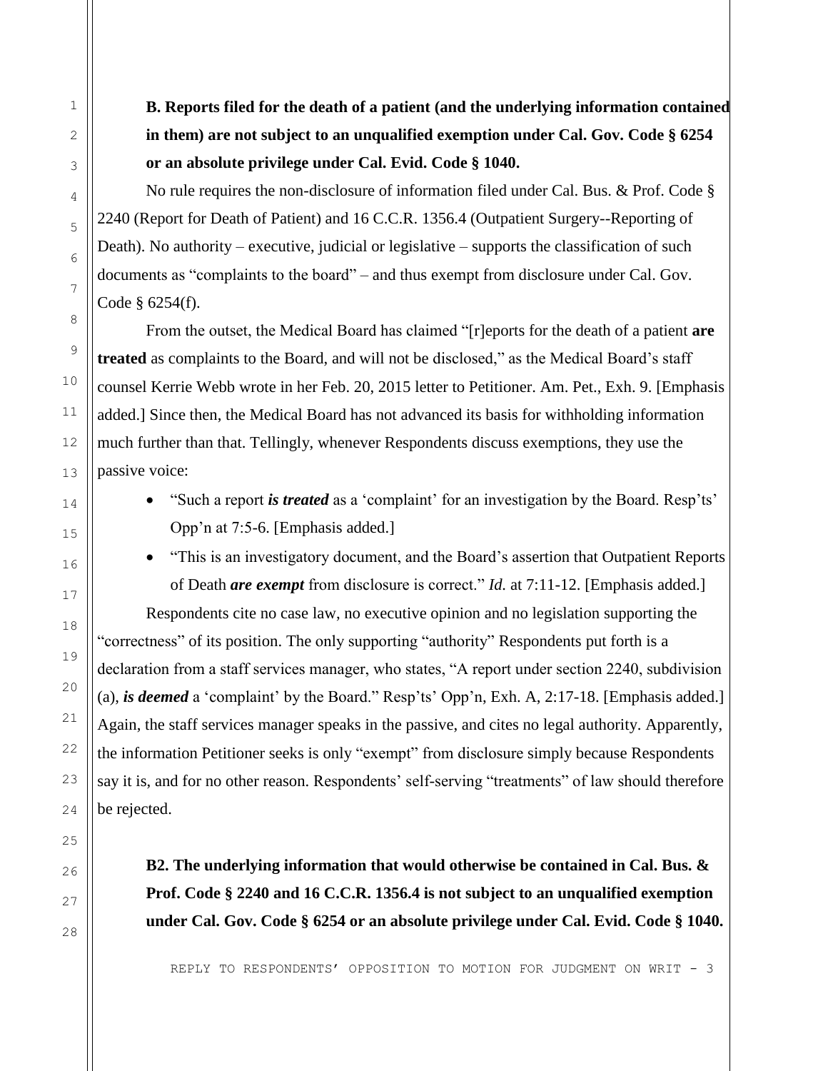**B. Reports filed for the death of a patient (and the underlying information contained in them) are not subject to an unqualified exemption under Cal. Gov. Code § 6254 or an absolute privilege under Cal. Evid. Code § 1040.**

No rule requires the non-disclosure of information filed under Cal. Bus. & Prof. Code § 2240 (Report for Death of Patient) and 16 C.C.R. 1356.4 (Outpatient Surgery--Reporting of Death). No authority – executive, judicial or legislative – supports the classification of such documents as "complaints to the board" – and thus exempt from disclosure under Cal. Gov. Code § 6254(f).

From the outset, the Medical Board has claimed "[r]eports for the death of a patient **are treated** as complaints to the Board, and will not be disclosed," as the Medical Board's staff counsel Kerrie Webb wrote in her Feb. 20, 2015 letter to Petitioner. Am. Pet., Exh. 9. [Emphasis added.] Since then, the Medical Board has not advanced its basis for withholding information much further than that. Tellingly, whenever Respondents discuss exemptions, they use the passive voice:

- "Such a report ***is treated*** as a 'complaint' for an investigation by the Board. Resp'ts' Opp'n at 7:5-6. [Emphasis added.]
- "This is an investigatory document, and the Board's assertion that Outpatient Reports of Death ***are exempt*** from disclosure is correct." *Id.* at 7:11-12. [Emphasis added.]

Respondents cite no case law, no executive opinion and no legislation supporting the "correctness" of its position. The only supporting "authority" Respondents put forth is a declaration from a staff services manager, who states, "A report under section 2240, subdivision (a), ***is deemed*** a 'complaint' by the Board." Resp'ts' Opp'n, Exh. A, 2:17-18. [Emphasis added.] Again, the staff services manager speaks in the passive, and cites no legal authority. Apparently, the information Petitioner seeks is only "exempt" from disclosure simply because Respondents say it is, and for no other reason. Respondents' self-serving "treatments" of law should therefore be rejected.

**B2. The underlying information that would otherwise be contained in Cal. Bus. & Prof. Code § 2240 and 16 C.C.R. 1356.4 is not subject to an unqualified exemption under Cal. Gov. Code § 6254 or an absolute privilege under Cal. Evid. Code § 1040.**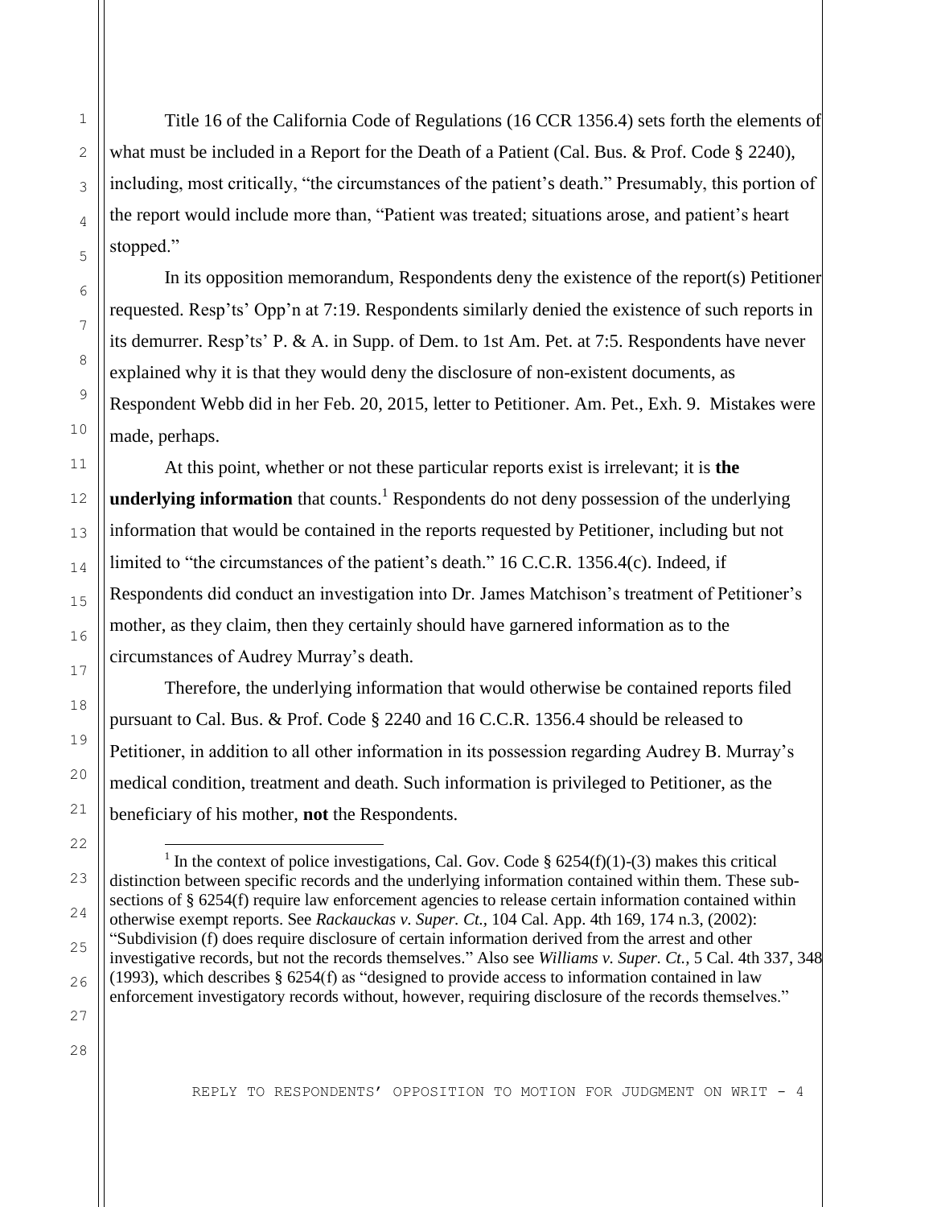Title 16 of the California Code of Regulations (16 CCR 1356.4) sets forth the elements of what must be included in a Report for the Death of a Patient (Cal. Bus. & Prof. Code § 2240), including, most critically, "the circumstances of the patient's death." Presumably, this portion of the report would include more than, "Patient was treated; situations arose, and patient's heart stopped."

In its opposition memorandum, Respondents deny the existence of the report(s) Petitioner requested. Resp'ts' Opp'n at 7:19. Respondents similarly denied the existence of such reports in its demurrer. Resp'ts' P. & A. in Supp. of Dem. to 1st Am. Pet. at 7:5. Respondents have never explained why it is that they would deny the disclosure of non-existent documents, as Respondent Webb did in her Feb. 20, 2015, letter to Petitioner. Am. Pet., Exh. 9. Mistakes were made, perhaps.

At this point, whether or not these particular reports exist is irrelevant; it is **the underlying information** that counts.[1] Respondents do not deny possession of the underlying information that would be contained in the reports requested by Petitioner, including but not limited to "the circumstances of the patient's death." 16 C.C.R. 1356.4(c). Indeed, if Respondents did conduct an investigation into Dr. James Matchison's treatment of Petitioner's mother, as they claim, then they certainly should have garnered information as to the circumstances of Audrey Murray's death.

Therefore, the underlying information that would otherwise be contained reports filed pursuant to Cal. Bus. & Prof. Code § 2240 and 16 C.C.R. 1356.4 should be released to Petitioner, in addition to all other information in its possession regarding Audrey B. Murray's medical condition, treatment and death. Such information is privileged to Petitioner, as the beneficiary of his mother, **not** the Respondents.

[1] In the context of police investigations, Cal. Gov. Code § 6254(f)(1)-(3) makes this critical distinction between specific records and the underlying information contained within them. These sub-sections of § 6254(f) require law enforcement agencies to release certain information contained within otherwise exempt reports. See *Rackauckas v. Super. Ct.,* 104 Cal. App. 4th 169, 174 n.3, (2002): "Subdivision (f) does require disclosure of certain information derived from the arrest and other investigative records, but not the records themselves." Also see *Williams v. Super. Ct.,* 5 Cal. 4th 337, 348 (1993), which describes § 6254(f) as "designed to provide access to information contained in law enforcement investigatory records without, however, requiring disclosure of the records themselves."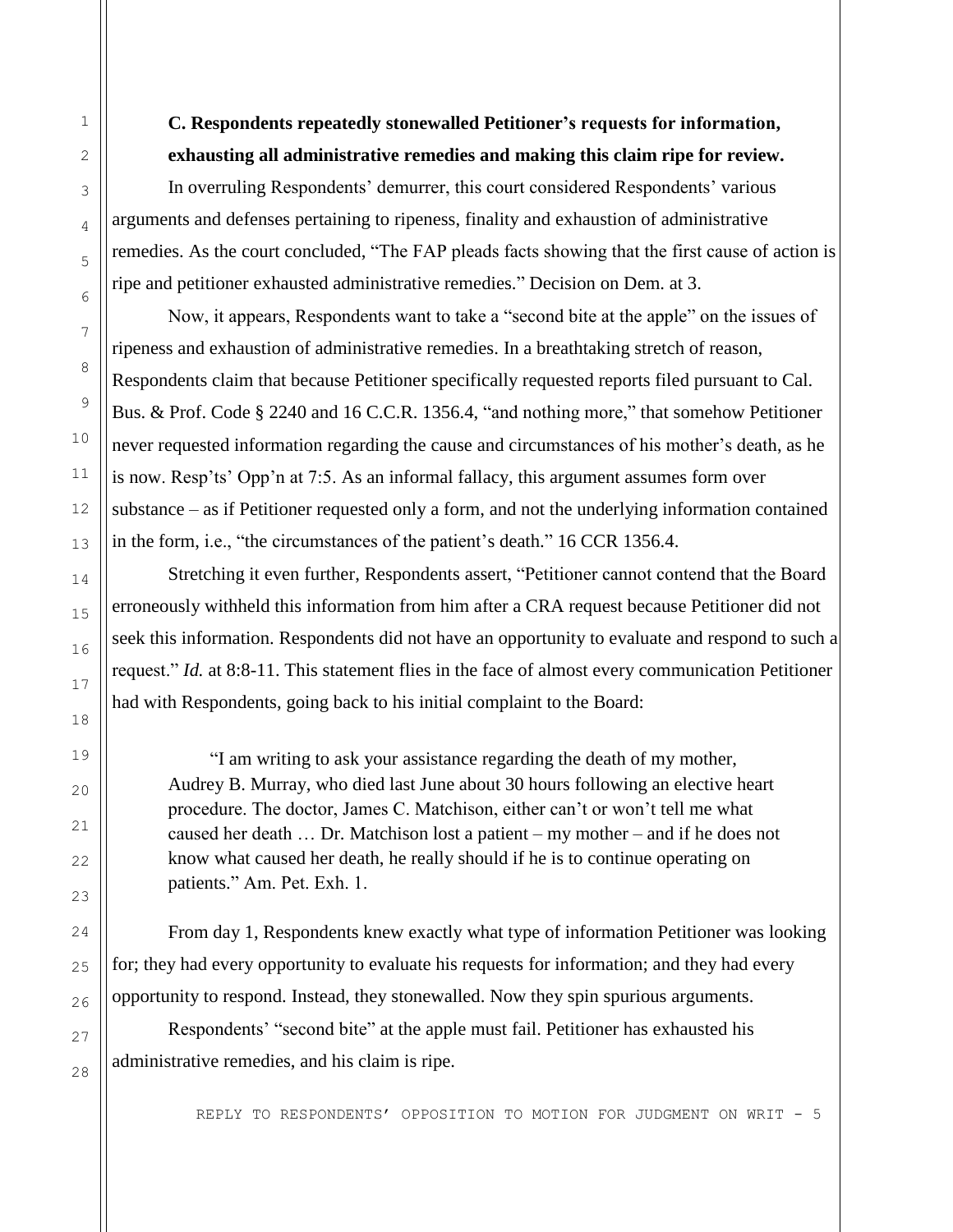**C. Respondents repeatedly stonewalled Petitioner's requests for information, exhausting all administrative remedies and making this claim ripe for review.**

In overruling Respondents' demurrer, this court considered Respondents' various arguments and defenses pertaining to ripeness, finality and exhaustion of administrative remedies. As the court concluded, "The FAP pleads facts showing that the first cause of action is ripe and petitioner exhausted administrative remedies." Decision on Dem. at 3.

Now, it appears, Respondents want to take a "second bite at the apple" on the issues of ripeness and exhaustion of administrative remedies. In a breathtaking stretch of reason, Respondents claim that because Petitioner specifically requested reports filed pursuant to Cal. Bus. & Prof. Code § 2240 and 16 C.C.R. 1356.4, "and nothing more," that somehow Petitioner never requested information regarding the cause and circumstances of his mother's death, as he is now. Resp'ts' Opp'n at 7:5. As an informal fallacy, this argument assumes form over substance – as if Petitioner requested only a form, and not the underlying information contained in the form, i.e., "the circumstances of the patient's death." 16 CCR 1356.4.

Stretching it even further, Respondents assert, "Petitioner cannot contend that the Board erroneously withheld this information from him after a CRA request because Petitioner did not seek this information. Respondents did not have an opportunity to evaluate and respond to such a request." *Id.* at 8:8-11. This statement flies in the face of almost every communication Petitioner had with Respondents, going back to his initial complaint to the Board:

> "I am writing to ask your assistance regarding the death of my mother, Audrey B. Murray, who died last June about 30 hours following an elective heart procedure. The doctor, James C. Matchison, either can't or won't tell me what caused her death … Dr. Matchison lost a patient – my mother – and if he does not know what caused her death, he really should if he is to continue operating on patients." Am. Pet. Exh. 1.

From day 1, Respondents knew exactly what type of information Petitioner was looking for; they had every opportunity to evaluate his requests for information; and they had every opportunity to respond. Instead, they stonewalled. Now they spin spurious arguments.

Respondents' "second bite" at the apple must fail. Petitioner has exhausted his administrative remedies, and his claim is ripe.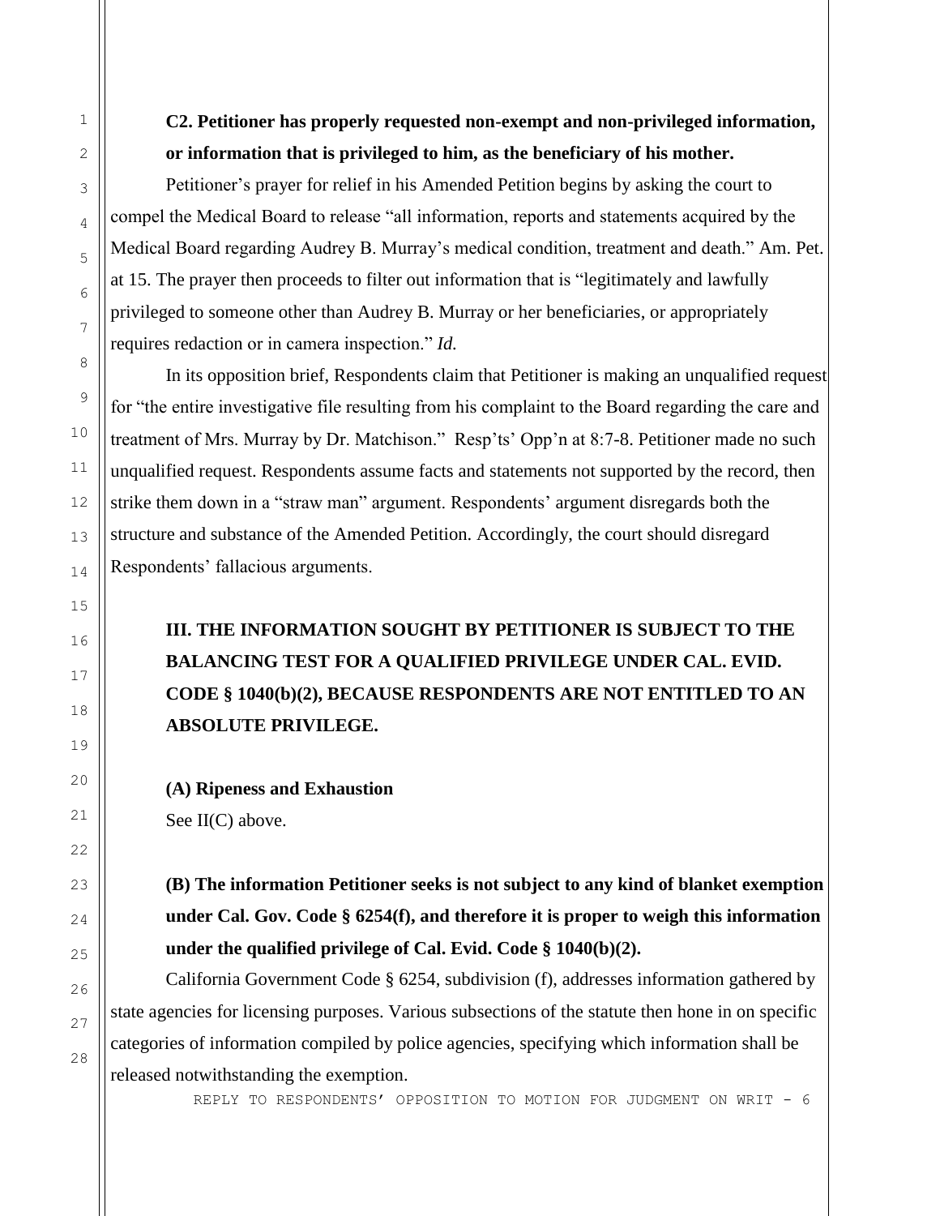**C2. Petitioner has properly requested non-exempt and non-privileged information, or information that is privileged to him, as the beneficiary of his mother.**

Petitioner's prayer for relief in his Amended Petition begins by asking the court to compel the Medical Board to release "all information, reports and statements acquired by the Medical Board regarding Audrey B. Murray's medical condition, treatment and death." Am. Pet. at 15. The prayer then proceeds to filter out information that is "legitimately and lawfully privileged to someone other than Audrey B. Murray or her beneficiaries, or appropriately requires redaction or in camera inspection." *Id.*

In its opposition brief, Respondents claim that Petitioner is making an unqualified request for "the entire investigative file resulting from his complaint to the Board regarding the care and treatment of Mrs. Murray by Dr. Matchison." Resp'ts' Opp'n at 8:7-8. Petitioner made no such unqualified request. Respondents assume facts and statements not supported by the record, then strike them down in a "straw man" argument. Respondents' argument disregards both the structure and substance of the Amended Petition. Accordingly, the court should disregard Respondents' fallacious arguments.

## III. THE INFORMATION SOUGHT BY PETITIONER IS SUBJECT TO THE BALANCING TEST FOR A QUALIFIED PRIVILEGE UNDER CAL. EVID. CODE § 1040(b)(2), BECAUSE RESPONDENTS ARE NOT ENTITLED TO AN ABSOLUTE PRIVILEGE.

**(A) Ripeness and Exhaustion**

See II(C) above.

**(B) The information Petitioner seeks is not subject to any kind of blanket exemption under Cal. Gov. Code § 6254(f), and therefore it is proper to weigh this information under the qualified privilege of Cal. Evid. Code § 1040(b)(2).**

California Government Code § 6254, subdivision (f), addresses information gathered by state agencies for licensing purposes. Various subsections of the statute then hone in on specific categories of information compiled by police agencies, specifying which information shall be released notwithstanding the exemption.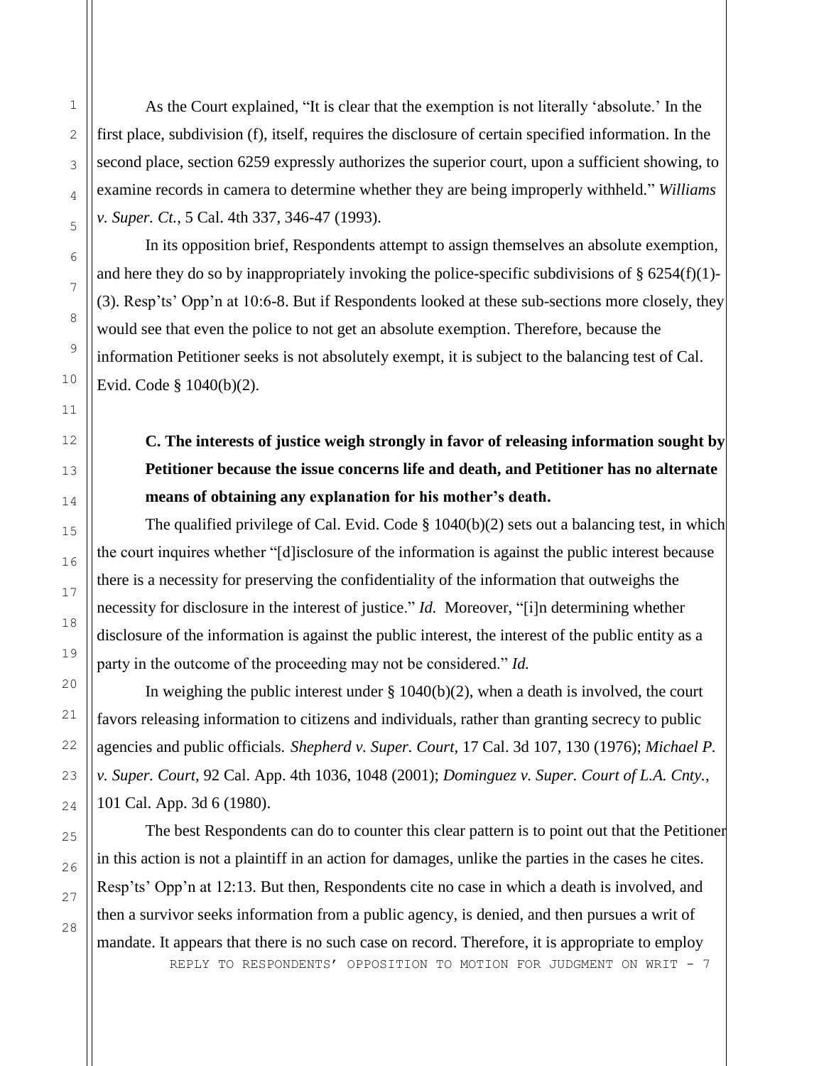As the Court explained, "It is clear that the exemption is not literally 'absolute.' In the first place, subdivision (f), itself, requires the disclosure of certain specified information. In the second place, section 6259 expressly authorizes the superior court, upon a sufficient showing, to examine records in camera to determine whether they are being improperly withheld." *Williams v. Super. Ct.,* 5 Cal. 4th 337, 346-47 (1993).

In its opposition brief, Respondents attempt to assign themselves an absolute exemption, and here they do so by inappropriately invoking the police-specific subdivisions of § 6254(f)(1)-(3). Resp'ts' Opp'n at 10:6-8. But if Respondents looked at these sub-sections more closely, they would see that even the police to not get an absolute exemption. Therefore, because the information Petitioner seeks is not absolutely exempt, it is subject to the balancing test of Cal. Evid. Code § 1040(b)(2).

**C. The interests of justice weigh strongly in favor of releasing information sought by Petitioner because the issue concerns life and death, and Petitioner has no alternate means of obtaining any explanation for his mother's death.**

The qualified privilege of Cal. Evid. Code § 1040(b)(2) sets out a balancing test, in which the court inquires whether "[d]isclosure of the information is against the public interest because there is a necessity for preserving the confidentiality of the information that outweighs the necessity for disclosure in the interest of justice." *Id.* Moreover, "[i]n determining whether disclosure of the information is against the public interest, the interest of the public entity as a party in the outcome of the proceeding may not be considered." *Id.*

In weighing the public interest under § 1040(b)(2), when a death is involved, the court favors releasing information to citizens and individuals, rather than granting secrecy to public agencies and public officials. *Shepherd v. Super. Court,* 17 Cal. 3d 107, 130 (1976); *Michael P. v. Super. Court,* 92 Cal. App. 4th 1036, 1048 (2001); *Dominguez v. Super. Court of L.A. Cnty.,* 101 Cal. App. 3d 6 (1980).

The best Respondents can do to counter this clear pattern is to point out that the Petitioner in this action is not a plaintiff in an action for damages, unlike the parties in the cases he cites. Resp'ts' Opp'n at 12:13. But then, Respondents cite no case in which a death is involved, and then a survivor seeks information from a public agency, is denied, and then pursues a writ of mandate. It appears that there is no such case on record. Therefore, it is appropriate to employ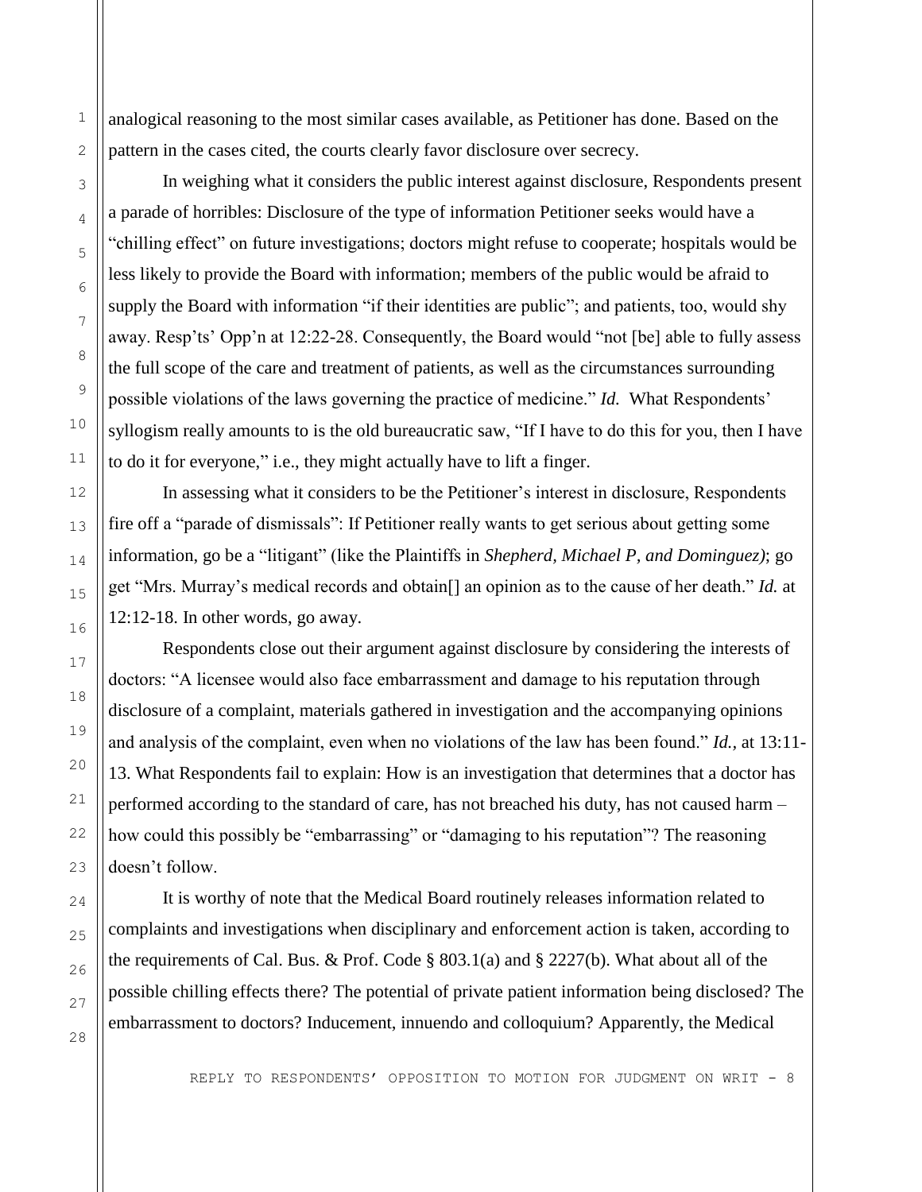analogical reasoning to the most similar cases available, as Petitioner has done. Based on the pattern in the cases cited, the courts clearly favor disclosure over secrecy.

In weighing what it considers the public interest against disclosure, Respondents present a parade of horribles: Disclosure of the type of information Petitioner seeks would have a "chilling effect" on future investigations; doctors might refuse to cooperate; hospitals would be less likely to provide the Board with information; members of the public would be afraid to supply the Board with information "if their identities are public"; and patients, too, would shy away. Resp'ts' Opp'n at 12:22-28. Consequently, the Board would "not [be] able to fully assess the full scope of the care and treatment of patients, as well as the circumstances surrounding possible violations of the laws governing the practice of medicine." *Id.* What Respondents' syllogism really amounts to is the old bureaucratic saw, "If I have to do this for you, then I have to do it for everyone," i.e., they might actually have to lift a finger.

In assessing what it considers to be the Petitioner's interest in disclosure, Respondents fire off a "parade of dismissals": If Petitioner really wants to get serious about getting some information, go be a "litigant" (like the Plaintiffs in *Shepherd, Michael P, and Dominguez)*; go get "Mrs. Murray's medical records and obtain[] an opinion as to the cause of her death." *Id.* at 12:12-18. In other words, go away.

Respondents close out their argument against disclosure by considering the interests of doctors: "A licensee would also face embarrassment and damage to his reputation through disclosure of a complaint, materials gathered in investigation and the accompanying opinions and analysis of the complaint, even when no violations of the law has been found." *Id.,* at 13:11-13. What Respondents fail to explain: How is an investigation that determines that a doctor has performed according to the standard of care, has not breached his duty, has not caused harm – how could this possibly be "embarrassing" or "damaging to his reputation"? The reasoning doesn't follow.

It is worthy of note that the Medical Board routinely releases information related to complaints and investigations when disciplinary and enforcement action is taken, according to the requirements of Cal. Bus. & Prof. Code § 803.1(a) and § 2227(b). What about all of the possible chilling effects there? The potential of private patient information being disclosed? The embarrassment to doctors? Inducement, innuendo and colloquium? Apparently, the Medical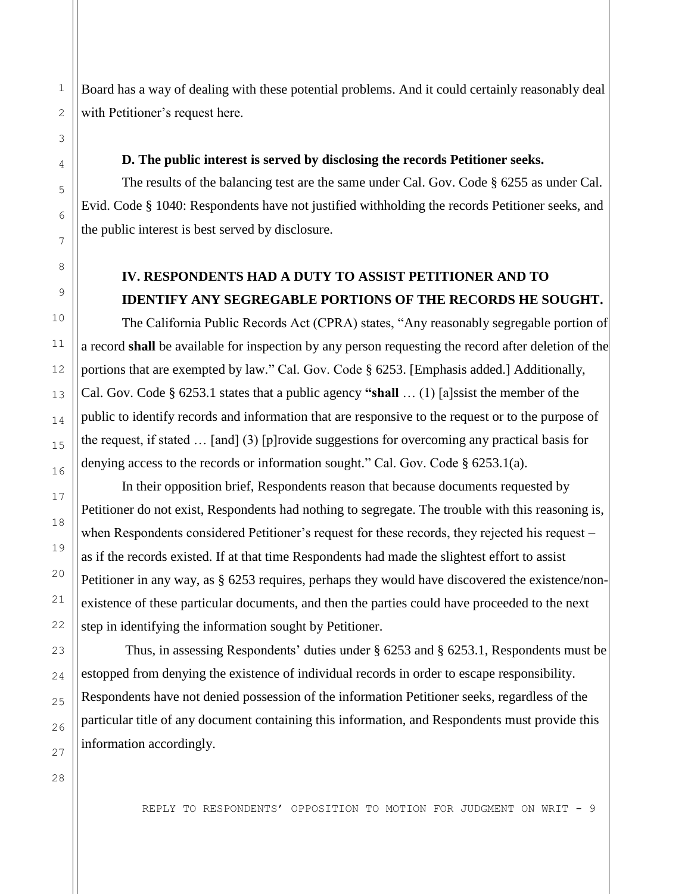Board has a way of dealing with these potential problems. And it could certainly reasonably deal with Petitioner's request here.

**D. The public interest is served by disclosing the records Petitioner seeks.**

The results of the balancing test are the same under Cal. Gov. Code § 6255 as under Cal. Evid. Code § 1040: Respondents have not justified withholding the records Petitioner seeks, and the public interest is best served by disclosure.

## IV. RESPONDENTS HAD A DUTY TO ASSIST PETITIONER AND TO IDENTIFY ANY SEGREGABLE PORTIONS OF THE RECORDS HE SOUGHT.

The California Public Records Act (CPRA) states, "Any reasonably segregable portion of a record **shall** be available for inspection by any person requesting the record after deletion of the portions that are exempted by law." Cal. Gov. Code § 6253. [Emphasis added.] Additionally, Cal. Gov. Code § 6253.1 states that a public agency **"shall** … (1) [a]ssist the member of the public to identify records and information that are responsive to the request or to the purpose of the request, if stated … [and] (3) [p]rovide suggestions for overcoming any practical basis for denying access to the records or information sought." Cal. Gov. Code § 6253.1(a).

In their opposition brief, Respondents reason that because documents requested by Petitioner do not exist, Respondents had nothing to segregate. The trouble with this reasoning is, when Respondents considered Petitioner's request for these records, they rejected his request – as if the records existed. If at that time Respondents had made the slightest effort to assist Petitioner in any way, as § 6253 requires, perhaps they would have discovered the existence/non-existence of these particular documents, and then the parties could have proceeded to the next step in identifying the information sought by Petitioner.

Thus, in assessing Respondents' duties under § 6253 and § 6253.1, Respondents must be estopped from denying the existence of individual records in order to escape responsibility. Respondents have not denied possession of the information Petitioner seeks, regardless of the particular title of any document containing this information, and Respondents must provide this information accordingly.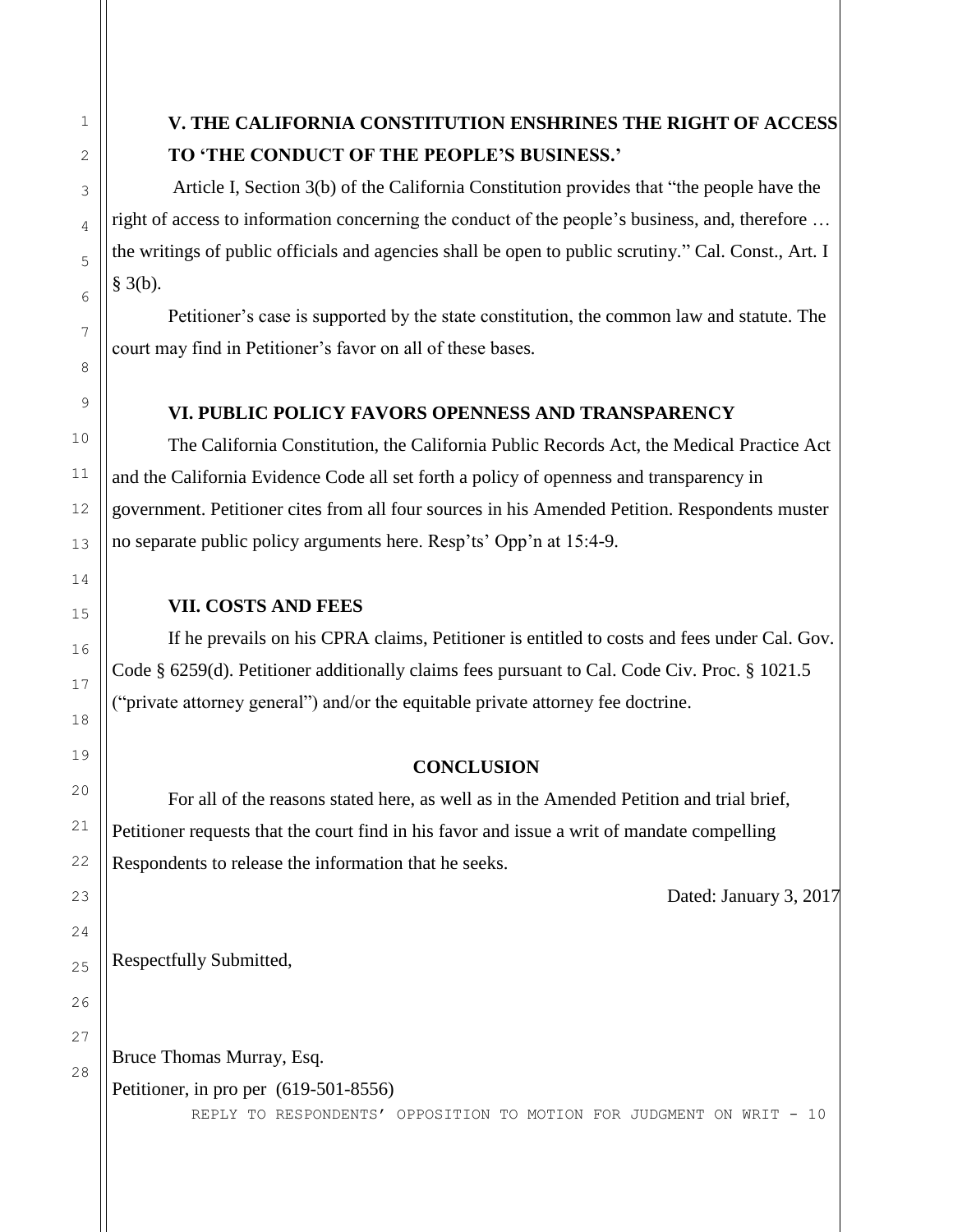## V. THE CALIFORNIA CONSTITUTION ENSHRINES THE RIGHT OF ACCESS TO 'THE CONDUCT OF THE PEOPLE'S BUSINESS.'

Article I, Section 3(b) of the California Constitution provides that "the people have the right of access to information concerning the conduct of the people's business, and, therefore … the writings of public officials and agencies shall be open to public scrutiny." Cal. Const., Art. I § 3(b).

Petitioner's case is supported by the state constitution, the common law and statute. The court may find in Petitioner's favor on all of these bases.

## VI. PUBLIC POLICY FAVORS OPENNESS AND TRANSPARENCY

The California Constitution, the California Public Records Act, the Medical Practice Act and the California Evidence Code all set forth a policy of openness and transparency in government. Petitioner cites from all four sources in his Amended Petition. Respondents muster no separate public policy arguments here. Resp'ts' Opp'n at 15:4-9.

## VII. COSTS AND FEES

If he prevails on his CPRA claims, Petitioner is entitled to costs and fees under Cal. Gov. Code § 6259(d). Petitioner additionally claims fees pursuant to Cal. Code Civ. Proc. § 1021.5 ("private attorney general") and/or the equitable private attorney fee doctrine.

## CONCLUSION

For all of the reasons stated here, as well as in the Amended Petition and trial brief, Petitioner requests that the court find in his favor and issue a writ of mandate compelling Respondents to release the information that he seeks.

Dated: January 3, 2017

Respectfully Submitted,

Bruce Thomas Murray, Esq.

Petitioner, in pro per (619-501-8556)